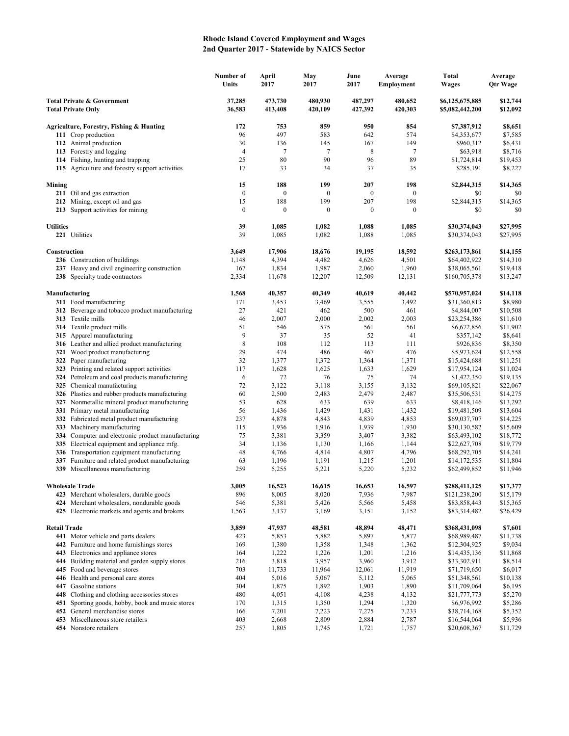# Rhode Island Covered Employment and Wages
## 2nd Quarter 2017 - Statewide by NAICS Sector

| | Number of Units | April 2017 | May 2017 | June 2017 | Average Employment | Total Wages | Average Qtr Wage |
|---|---|---|---|---|---|---|---|
| **Total Private & Government** | **37,285** | **473,730** | **480,930** | **487,297** | **480,652** | **$6,125,675,885** | **$12,744** |
| **Total Private Only** | **36,583** | **413,408** | **420,109** | **427,392** | **420,303** | **$5,082,442,200** | **$12,092** |
| **Agriculture, Forestry, Fishing & Hunting** | **172** | **753** | **859** | **950** | **854** | **$7,387,912** | **$8,651** |
| **111** Crop production | 96 | 497 | 583 | 642 | 574 | $4,353,677 | $7,585 |
| **112** Animal production | 30 | 136 | 145 | 167 | 149 | $960,312 | $6,431 |
| **113** Forestry and logging | 4 | 7 | 7 | 8 | 7 | $63,918 | $8,716 |
| **114** Fishing, hunting and trapping | 25 | 80 | 90 | 96 | 89 | $1,724,814 | $19,453 |
| **115** Agriculture and forestry support activities | 17 | 33 | 34 | 37 | 35 | $285,191 | $8,227 |
| **Mining** | **15** | **188** | **199** | **207** | **198** | **$2,844,315** | **$14,365** |
| **211** Oil and gas extraction | 0 | 0 | 0 | 0 | 0 | $0 | $0 |
| **212** Mining, except oil and gas | 15 | 188 | 199 | 207 | 198 | $2,844,315 | $14,365 |
| **213** Support activities for mining | 0 | 0 | 0 | 0 | 0 | $0 | $0 |
| **Utilities** | **39** | **1,085** | **1,082** | **1,088** | **1,085** | **$30,374,043** | **$27,995** |
| **221** Utilities | 39 | 1,085 | 1,082 | 1,088 | 1,085 | $30,374,043 | $27,995 |
| **Construction** | **3,649** | **17,906** | **18,676** | **19,195** | **18,592** | **$263,173,861** | **$14,155** |
| **236** Construction of buildings | 1,148 | 4,394 | 4,482 | 4,626 | 4,501 | $64,402,922 | $14,310 |
| **237** Heavy and civil engineering construction | 167 | 1,834 | 1,987 | 2,060 | 1,960 | $38,065,561 | $19,418 |
| **238** Specialty trade contractors | 2,334 | 11,678 | 12,207 | 12,509 | 12,131 | $160,705,378 | $13,247 |
| **Manufacturing** | **1,568** | **40,357** | **40,349** | **40,619** | **40,442** | **$570,957,024** | **$14,118** |
| **311** Food manufacturing | 171 | 3,453 | 3,469 | 3,555 | 3,492 | $31,360,813 | $8,980 |
| **312** Beverage and tobacco product manufacturing | 27 | 421 | 462 | 500 | 461 | $4,844,007 | $10,508 |
| **313** Textile mills | 46 | 2,007 | 2,000 | 2,002 | 2,003 | $23,254,386 | $11,610 |
| **314** Textile product mills | 51 | 546 | 575 | 561 | 561 | $6,672,856 | $11,902 |
| **315** Apparel manufacturing | 9 | 37 | 35 | 52 | 41 | $357,142 | $8,641 |
| **316** Leather and allied product manufacturing | 8 | 108 | 112 | 113 | 111 | $926,836 | $8,350 |
| **321** Wood product manufacturing | 29 | 474 | 486 | 467 | 476 | $5,973,624 | $12,558 |
| **322** Paper manufacturing | 32 | 1,377 | 1,372 | 1,364 | 1,371 | $15,424,688 | $11,251 |
| **323** Printing and related support activities | 117 | 1,628 | 1,625 | 1,633 | 1,629 | $17,954,124 | $11,024 |
| **324** Petroleum and coal products manufacturing | 6 | 72 | 76 | 75 | 74 | $1,422,350 | $19,135 |
| **325** Chemical manufacturing | 72 | 3,122 | 3,118 | 3,155 | 3,132 | $69,105,821 | $22,067 |
| **326** Plastics and rubber products manufacturing | 60 | 2,500 | 2,483 | 2,479 | 2,487 | $35,506,531 | $14,275 |
| **327** Nonmetallic mineral product manufacturing | 53 | 628 | 633 | 639 | 633 | $8,418,146 | $13,292 |
| **331** Primary metal manufacturing | 56 | 1,436 | 1,429 | 1,431 | 1,432 | $19,481,509 | $13,604 |
| **332** Fabricated metal product manufacturing | 237 | 4,878 | 4,843 | 4,839 | 4,853 | $69,037,707 | $14,225 |
| **333** Machinery manufacturing | 115 | 1,936 | 1,916 | 1,939 | 1,930 | $30,130,582 | $15,609 |
| **334** Computer and electronic product manufacturing | 75 | 3,381 | 3,359 | 3,407 | 3,382 | $63,493,102 | $18,772 |
| **335** Electrical equipment and appliance mfg. | 34 | 1,136 | 1,130 | 1,166 | 1,144 | $22,627,708 | $19,779 |
| **336** Transportation equipment manufacturing | 48 | 4,766 | 4,814 | 4,807 | 4,796 | $68,292,705 | $14,241 |
| **337** Furniture and related product manufacturing | 63 | 1,196 | 1,191 | 1,215 | 1,201 | $14,172,535 | $11,804 |
| **339** Miscellaneous manufacturing | 259 | 5,255 | 5,221 | 5,220 | 5,232 | $62,499,852 | $11,946 |
| **Wholesale Trade** | **3,005** | **16,523** | **16,615** | **16,653** | **16,597** | **$288,411,125** | **$17,377** |
| **423** Merchant wholesalers, durable goods | 896 | 8,005 | 8,020 | 7,936 | 7,987 | $121,238,200 | $15,179 |
| **424** Merchant wholesalers, nondurable goods | 546 | 5,381 | 5,426 | 5,566 | 5,458 | $83,858,443 | $15,365 |
| **425** Electronic markets and agents and brokers | 1,563 | 3,137 | 3,169 | 3,151 | 3,152 | $83,314,482 | $26,429 |
| **Retail Trade** | **3,859** | **47,937** | **48,581** | **48,894** | **48,471** | **$368,431,098** | **$7,601** |
| **441** Motor vehicle and parts dealers | 423 | 5,853 | 5,882 | 5,897 | 5,877 | $68,989,487 | $11,738 |
| **442** Furniture and home furnishings stores | 169 | 1,380 | 1,358 | 1,348 | 1,362 | $12,304,925 | $9,034 |
| **443** Electronics and appliance stores | 164 | 1,222 | 1,226 | 1,201 | 1,216 | $14,435,136 | $11,868 |
| **444** Building material and garden supply stores | 216 | 3,818 | 3,957 | 3,960 | 3,912 | $33,302,911 | $8,514 |
| **445** Food and beverage stores | 703 | 11,733 | 11,964 | 12,061 | 11,919 | $71,719,650 | $6,017 |
| **446** Health and personal care stores | 404 | 5,016 | 5,067 | 5,112 | 5,065 | $51,348,561 | $10,138 |
| **447** Gasoline stations | 304 | 1,875 | 1,892 | 1,903 | 1,890 | $11,709,064 | $6,195 |
| **448** Clothing and clothing accessories stores | 480 | 4,051 | 4,108 | 4,238 | 4,132 | $21,777,773 | $5,270 |
| **451** Sporting goods, hobby, book and music stores | 170 | 1,315 | 1,350 | 1,294 | 1,320 | $6,976,992 | $5,286 |
| **452** General merchandise stores | 166 | 7,201 | 7,223 | 7,275 | 7,233 | $38,714,168 | $5,352 |
| **453** Miscellaneous store retailers | 403 | 2,668 | 2,809 | 2,884 | 2,787 | $16,544,064 | $5,936 |
| **454** Nonstore retailers | 257 | 1,805 | 1,745 | 1,721 | 1,757 | $20,608,367 | $11,729 |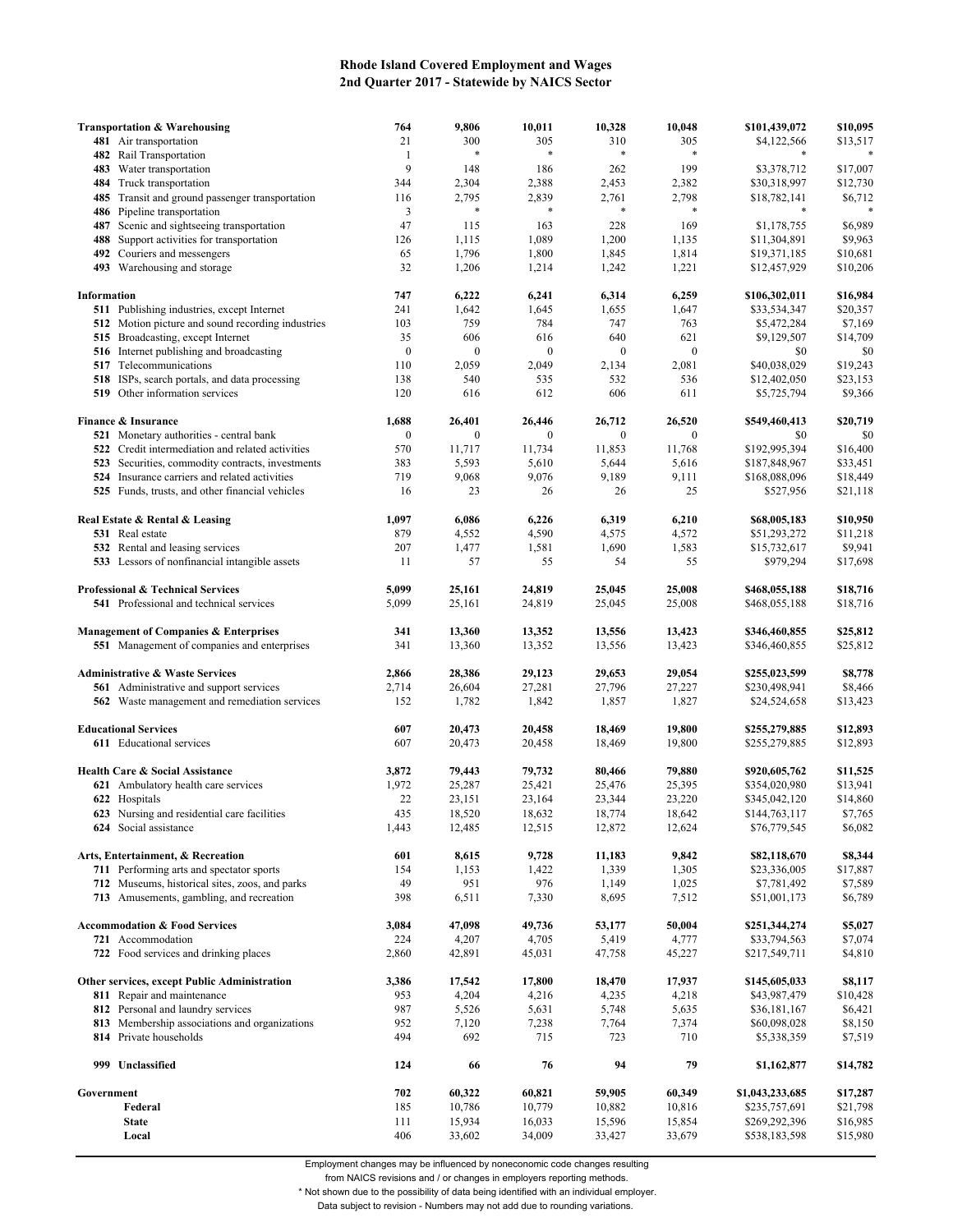# Rhode Island Covered Employment and Wages
## 2nd Quarter 2017 - Statewide by NAICS Sector

| | | | | | | | |
|---|---|---|---|---|---|---|---|
| **Transportation & Warehousing** | **764** | **9,806** | **10,011** | **10,328** | **10,048** | **$101,439,072** | **$10,095** |
| **481** Air transportation | 21 | 300 | 305 | 310 | 305 | $4,122,566 | $13,517 |
| **482** Rail Transportation | 1 | * | * | * | * | * | * |
| **483** Water transportation | 9 | 148 | 186 | 262 | 199 | $3,378,712 | $17,007 |
| **484** Truck transportation | 344 | 2,304 | 2,388 | 2,453 | 2,382 | $30,318,997 | $12,730 |
| **485** Transit and ground passenger transportation | 116 | 2,795 | 2,839 | 2,761 | 2,798 | $18,782,141 | $6,712 |
| **486** Pipeline transportation | 3 | * | * | * | * | * | * |
| **487** Scenic and sightseeing transportation | 47 | 115 | 163 | 228 | 169 | $1,178,755 | $6,989 |
| **488** Support activities for transportation | 126 | 1,115 | 1,089 | 1,200 | 1,135 | $11,304,891 | $9,963 |
| **492** Couriers and messengers | 65 | 1,796 | 1,800 | 1,845 | 1,814 | $19,371,185 | $10,681 |
| **493** Warehousing and storage | 32 | 1,206 | 1,214 | 1,242 | 1,221 | $12,457,929 | $10,206 |
| **Information** | **747** | **6,222** | **6,241** | **6,314** | **6,259** | **$106,302,011** | **$16,984** |
| **511** Publishing industries, except Internet | 241 | 1,642 | 1,645 | 1,655 | 1,647 | $33,534,347 | $20,357 |
| **512** Motion picture and sound recording industries | 103 | 759 | 784 | 747 | 763 | $5,472,284 | $7,169 |
| **515** Broadcasting, except Internet | 35 | 606 | 616 | 640 | 621 | $9,129,507 | $14,709 |
| **516** Internet publishing and broadcasting | 0 | 0 | 0 | 0 | 0 | $0 | $0 |
| **517** Telecommunications | 110 | 2,059 | 2,049 | 2,134 | 2,081 | $40,038,029 | $19,243 |
| **518** ISPs, search portals, and data processing | 138 | 540 | 535 | 532 | 536 | $12,402,050 | $23,153 |
| **519** Other information services | 120 | 616 | 612 | 606 | 611 | $5,725,794 | $9,366 |
| **Finance & Insurance** | **1,688** | **26,401** | **26,446** | **26,712** | **26,520** | **$549,460,413** | **$20,719** |
| **521** Monetary authorities - central bank | 0 | 0 | 0 | 0 | 0 | $0 | $0 |
| **522** Credit intermediation and related activities | 570 | 11,717 | 11,734 | 11,853 | 11,768 | $192,995,394 | $16,400 |
| **523** Securities, commodity contracts, investments | 383 | 5,593 | 5,610 | 5,644 | 5,616 | $187,848,967 | $33,451 |
| **524** Insurance carriers and related activities | 719 | 9,068 | 9,076 | 9,189 | 9,111 | $168,088,096 | $18,449 |
| **525** Funds, trusts, and other financial vehicles | 16 | 23 | 26 | 26 | 25 | $527,956 | $21,118 |
| **Real Estate & Rental & Leasing** | **1,097** | **6,086** | **6,226** | **6,319** | **6,210** | **$68,005,183** | **$10,950** |
| **531** Real estate | 879 | 4,552 | 4,590 | 4,575 | 4,572 | $51,293,272 | $11,218 |
| **532** Rental and leasing services | 207 | 1,477 | 1,581 | 1,690 | 1,583 | $15,732,617 | $9,941 |
| **533** Lessors of nonfinancial intangible assets | 11 | 57 | 55 | 54 | 55 | $979,294 | $17,698 |
| **Professional & Technical Services** | **5,099** | **25,161** | **24,819** | **25,045** | **25,008** | **$468,055,188** | **$18,716** |
| **541** Professional and technical services | 5,099 | 25,161 | 24,819 | 25,045 | 25,008 | $468,055,188 | $18,716 |
| **Management of Companies & Enterprises** | **341** | **13,360** | **13,352** | **13,556** | **13,423** | **$346,460,855** | **$25,812** |
| **551** Management of companies and enterprises | 341 | 13,360 | 13,352 | 13,556 | 13,423 | $346,460,855 | $25,812 |
| **Administrative & Waste Services** | **2,866** | **28,386** | **29,123** | **29,653** | **29,054** | **$255,023,599** | **$8,778** |
| **561** Administrative and support services | 2,714 | 26,604 | 27,281 | 27,796 | 27,227 | $230,498,941 | $8,466 |
| **562** Waste management and remediation services | 152 | 1,782 | 1,842 | 1,857 | 1,827 | $24,524,658 | $13,423 |
| **Educational Services** | **607** | **20,473** | **20,458** | **18,469** | **19,800** | **$255,279,885** | **$12,893** |
| **611** Educational services | 607 | 20,473 | 20,458 | 18,469 | 19,800 | $255,279,885 | $12,893 |
| **Health Care & Social Assistance** | **3,872** | **79,443** | **79,732** | **80,466** | **79,880** | **$920,605,762** | **$11,525** |
| **621** Ambulatory health care services | 1,972 | 25,287 | 25,421 | 25,476 | 25,395 | $354,020,980 | $13,941 |
| **622** Hospitals | 22 | 23,151 | 23,164 | 23,344 | 23,220 | $345,042,120 | $14,860 |
| **623** Nursing and residential care facilities | 435 | 18,520 | 18,632 | 18,774 | 18,642 | $144,763,117 | $7,765 |
| **624** Social assistance | 1,443 | 12,485 | 12,515 | 12,872 | 12,624 | $76,779,545 | $6,082 |
| **Arts, Entertainment, & Recreation** | **601** | **8,615** | **9,728** | **11,183** | **9,842** | **$82,118,670** | **$8,344** |
| **711** Performing arts and spectator sports | 154 | 1,153 | 1,422 | 1,339 | 1,305 | $23,336,005 | $17,887 |
| **712** Museums, historical sites, zoos, and parks | 49 | 951 | 976 | 1,149 | 1,025 | $7,781,492 | $7,589 |
| **713** Amusements, gambling, and recreation | 398 | 6,511 | 7,330 | 8,695 | 7,512 | $51,001,173 | $6,789 |
| **Accommodation & Food Services** | **3,084** | **47,098** | **49,736** | **53,177** | **50,004** | **$251,344,274** | **$5,027** |
| **721** Accommodation | 224 | 4,207 | 4,705 | 5,419 | 4,777 | $33,794,563 | $7,074 |
| **722** Food services and drinking places | 2,860 | 42,891 | 45,031 | 47,758 | 45,227 | $217,549,711 | $4,810 |
| **Other services, except Public Administration** | **3,386** | **17,542** | **17,800** | **18,470** | **17,937** | **$145,605,033** | **$8,117** |
| **811** Repair and maintenance | 953 | 4,204 | 4,216 | 4,235 | 4,218 | $43,987,479 | $10,428 |
| **812** Personal and laundry services | 987 | 5,526 | 5,631 | 5,748 | 5,635 | $36,181,167 | $6,421 |
| **813** Membership associations and organizations | 952 | 7,120 | 7,238 | 7,764 | 7,374 | $60,098,028 | $8,150 |
| **814** Private households | 494 | 692 | 715 | 723 | 710 | $5,338,359 | $7,519 |
| **999 Unclassified** | **124** | **66** | **76** | **94** | **79** | **$1,162,877** | **$14,782** |
| **Government** | **702** | **60,322** | **60,821** | **59,905** | **60,349** | **$1,043,233,685** | **$17,287** |
| **Federal** | 185 | 10,786 | 10,779 | 10,882 | 10,816 | $235,757,691 | $21,798 |
| **State** | 111 | 15,934 | 16,033 | 15,596 | 15,854 | $269,292,396 | $16,985 |
| **Local** | 406 | 33,602 | 34,009 | 33,427 | 33,679 | $538,183,598 | $15,980 |

Employment changes may be influenced by noneconomic code changes resulting from NAICS revisions and / or changes in employers reporting methods.

* Not shown due to the possibility of data being identified with an individual employer.

Data subject to revision - Numbers may not add due to rounding variations.